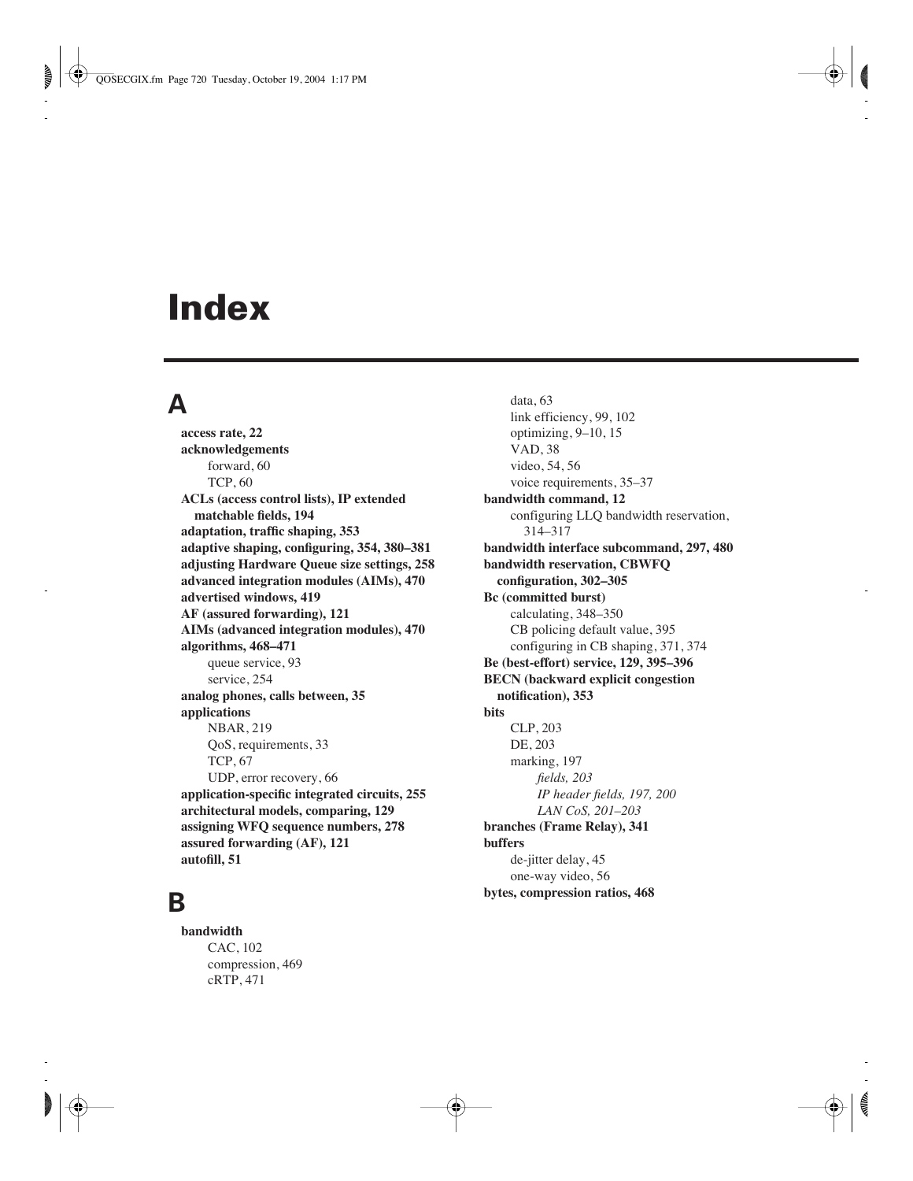# Index

## A

**access rate, 22**
**acknowledgements**
- forward, 60
- TCP, 60

**ACLs (access control lists), IP extended matchable fields, 194**
**adaptation, traffic shaping, 353**
**adaptive shaping, configuring, 354, 380–381**
**adjusting Hardware Queue size settings, 258**
**advanced integration modules (AIMs), 470**
**advertised windows, 419**
**AF (assured forwarding), 121**
**AIMs (advanced integration modules), 470**
**algorithms, 468–471**
- queue service, 93
- service, 254

**analog phones, calls between, 35**
**applications**
- NBAR, 219
- QoS, requirements, 33
- TCP, 67
- UDP, error recovery, 66

**application-specific integrated circuits, 255**
**architectural models, comparing, 129**
**assigning WFQ sequence numbers, 278**
**assured forwarding (AF), 121**
**autofill, 51**

## B

**bandwidth**
- CAC, 102
- compression, 469
- cRTP, 471
- data, 63
- link efficiency, 99, 102
- optimizing, 9–10, 15
- VAD, 38
- video, 54, 56
- voice requirements, 35–37

**bandwidth command, 12**
- configuring LLQ bandwidth reservation, 314–317

**bandwidth interface subcommand, 297, 480**
**bandwidth reservation, CBWFQ configuration, 302–305**
**Bc (committed burst)**
- calculating, 348–350
- CB policing default value, 395
- configuring in CB shaping, 371, 374

**Be (best-effort) service, 129, 395–396**
**BECN (backward explicit congestion notification), 353**
**bits**
- CLP, 203
- DE, 203
- marking, 197
  - *fields, 203*
  - *IP header fields, 197, 200*
  - *LAN CoS, 201–203*

**branches (Frame Relay), 341**
**buffers**
- de-jitter delay, 45
- one-way video, 56

**bytes, compression ratios, 468**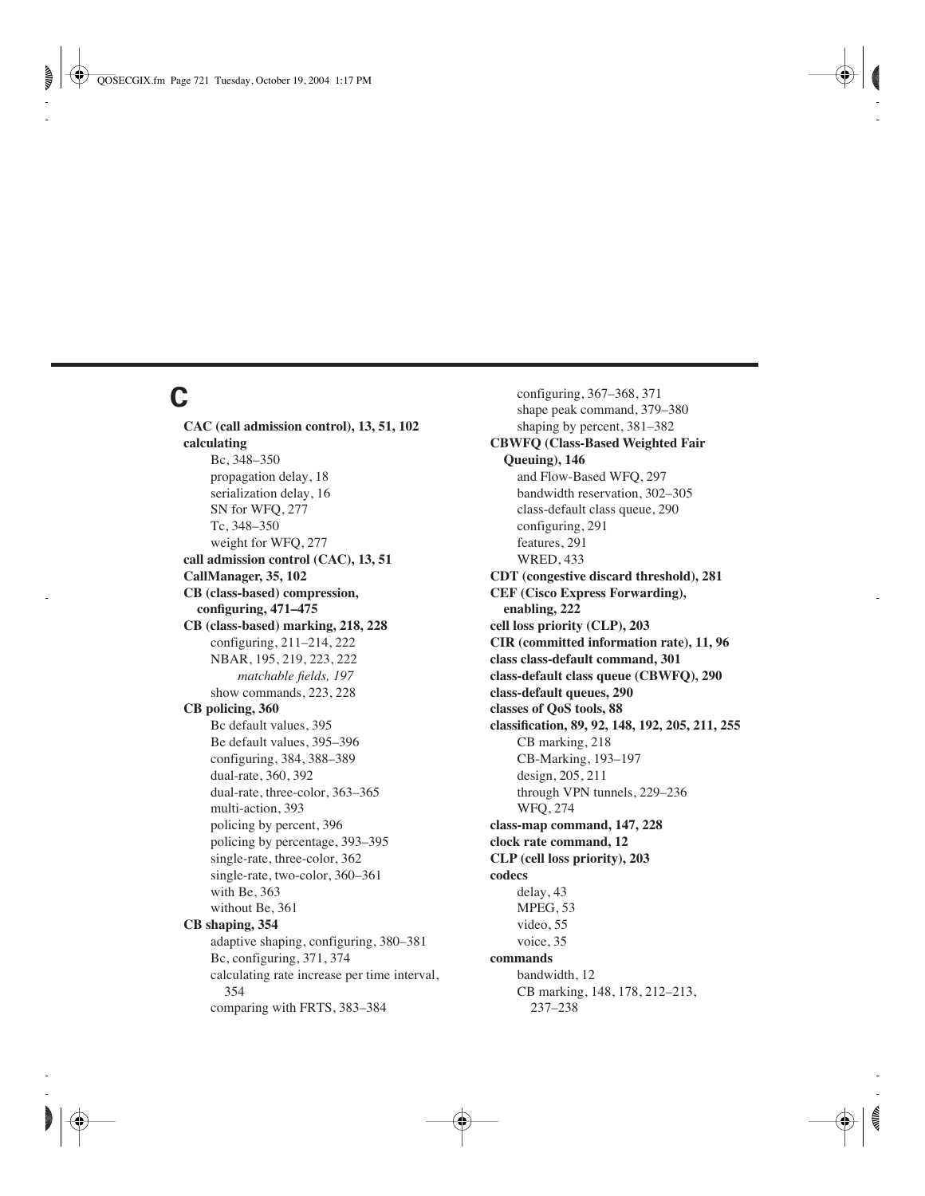# C

**CAC (call admission control), 13, 51, 102**

**calculating**

- Bc, 348–350
- propagation delay, 18
- serialization delay, 16
- SN for WFQ, 277
- Tc, 348–350
- weight for WFQ, 277

**call admission control (CAC), 13, 51**

**CallManager, 35, 102**

**CB (class-based) compression, configuring, 471–475**

**CB (class-based) marking, 218, 228**

- configuring, 211–214, 222
- NBAR, 195, 219, 223, 222
  - *matchable fields, 197*
- show commands, 223, 228

**CB policing, 360**

- Bc default values, 395
- Be default values, 395–396
- configuring, 384, 388–389
- dual-rate, 360, 392
- dual-rate, three-color, 363–365
- multi-action, 393
- policing by percent, 396
- policing by percentage, 393–395
- single-rate, three-color, 362
- single-rate, two-color, 360–361
- with Be, 363
- without Be, 361

**CB shaping, 354**

- adaptive shaping, configuring, 380–381
- Bc, configuring, 371, 374
- calculating rate increase per time interval, 354
- comparing with FRTS, 383–384
- configuring, 367–368, 371
- shape peak command, 379–380
- shaping by percent, 381–382

**CBWFQ (Class-Based Weighted Fair Queuing), 146**

- and Flow-Based WFQ, 297
- bandwidth reservation, 302–305
- class-default class queue, 290
- configuring, 291
- features, 291
- WRED, 433

**CDT (congestive discard threshold), 281**

**CEF (Cisco Express Forwarding), enabling, 222**

**cell loss priority (CLP), 203**

**CIR (committed information rate), 11, 96**

**class class-default command, 301**

**class-default class queue (CBWFQ), 290**

**class-default queues, 290**

**classes of QoS tools, 88**

**classification, 89, 92, 148, 192, 205, 211, 255**

- CB marking, 218
- CB-Marking, 193–197
- design, 205, 211
- through VPN tunnels, 229–236
- WFQ, 274

**class-map command, 147, 228**

**clock rate command, 12**

**CLP (cell loss priority), 203**

**codecs**

- delay, 43
- MPEG, 53
- video, 55
- voice, 35

**commands**

- bandwidth, 12
- CB marking, 148, 178, 212–213, 237–238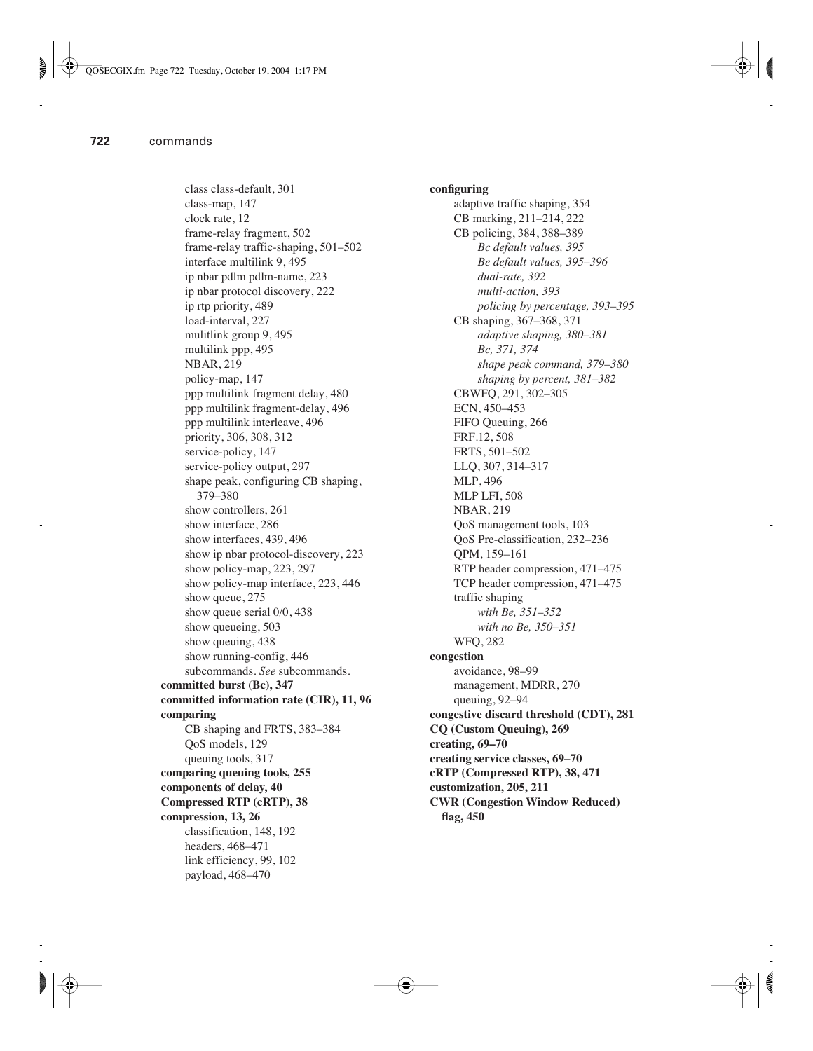class class-default, 301
class-map, 147
clock rate, 12
frame-relay fragment, 502
frame-relay traffic-shaping, 501–502
interface multilink 9, 495
ip nbar pdlm pdlm-name, 223
ip nbar protocol discovery, 222
ip rtp priority, 489
load-interval, 227
mulitlink group 9, 495
multilink ppp, 495
NBAR, 219
policy-map, 147
ppp multilink fragment delay, 480
ppp multilink fragment-delay, 496
ppp multilink interleave, 496
priority, 306, 308, 312
service-policy, 147
service-policy output, 297
shape peak, configuring CB shaping, 379–380
show controllers, 261
show interface, 286
show interfaces, 439, 496
show ip nbar protocol-discovery, 223
show policy-map, 223, 297
show policy-map interface, 223, 446
show queue, 275
show queue serial 0/0, 438
show queueing, 503
show queuing, 438
show running-config, 446
subcommands. *See* subcommands.

**committed burst (Bc), 347**

**committed information rate (CIR), 11, 96**

**comparing**
- CB shaping and FRTS, 383–384
- QoS models, 129
- queuing tools, 317

**comparing queuing tools, 255**

**components of delay, 40**

**Compressed RTP (cRTP), 38**

**compression, 13, 26**
- classification, 148, 192
- headers, 468–471
- link efficiency, 99, 102
- payload, 468–470

**configuring**
- adaptive traffic shaping, 354
- CB marking, 211–214, 222
- CB policing, 384, 388–389
  - *Bc default values, 395*
  - *Be default values, 395–396*
  - *dual-rate, 392*
  - *multi-action, 393*
  - *policing by percentage, 393–395*
- CB shaping, 367–368, 371
  - *adaptive shaping, 380–381*
  - *Bc, 371, 374*
  - *shape peak command, 379–380*
  - *shaping by percent, 381–382*
- CBWFQ, 291, 302–305
- ECN, 450–453
- FIFO Queuing, 266
- FRF.12, 508
- FRTS, 501–502
- LLQ, 307, 314–317
- MLP, 496
- MLP LFI, 508
- NBAR, 219
- QoS management tools, 103
- QoS Pre-classification, 232–236
- QPM, 159–161
- RTP header compression, 471–475
- TCP header compression, 471–475
- traffic shaping
  - *with Be, 351–352*
  - *with no Be, 350–351*
- WFQ, 282

**congestion**
- avoidance, 98–99
- management, MDRR, 270
- queuing, 92–94

**congestive discard threshold (CDT), 281**

**CQ (Custom Queuing), 269**

**creating, 69–70**

**creating service classes, 69–70**

**cRTP (Compressed RTP), 38, 471**

**customization, 205, 211**

**CWR (Congestion Window Reduced) flag, 450**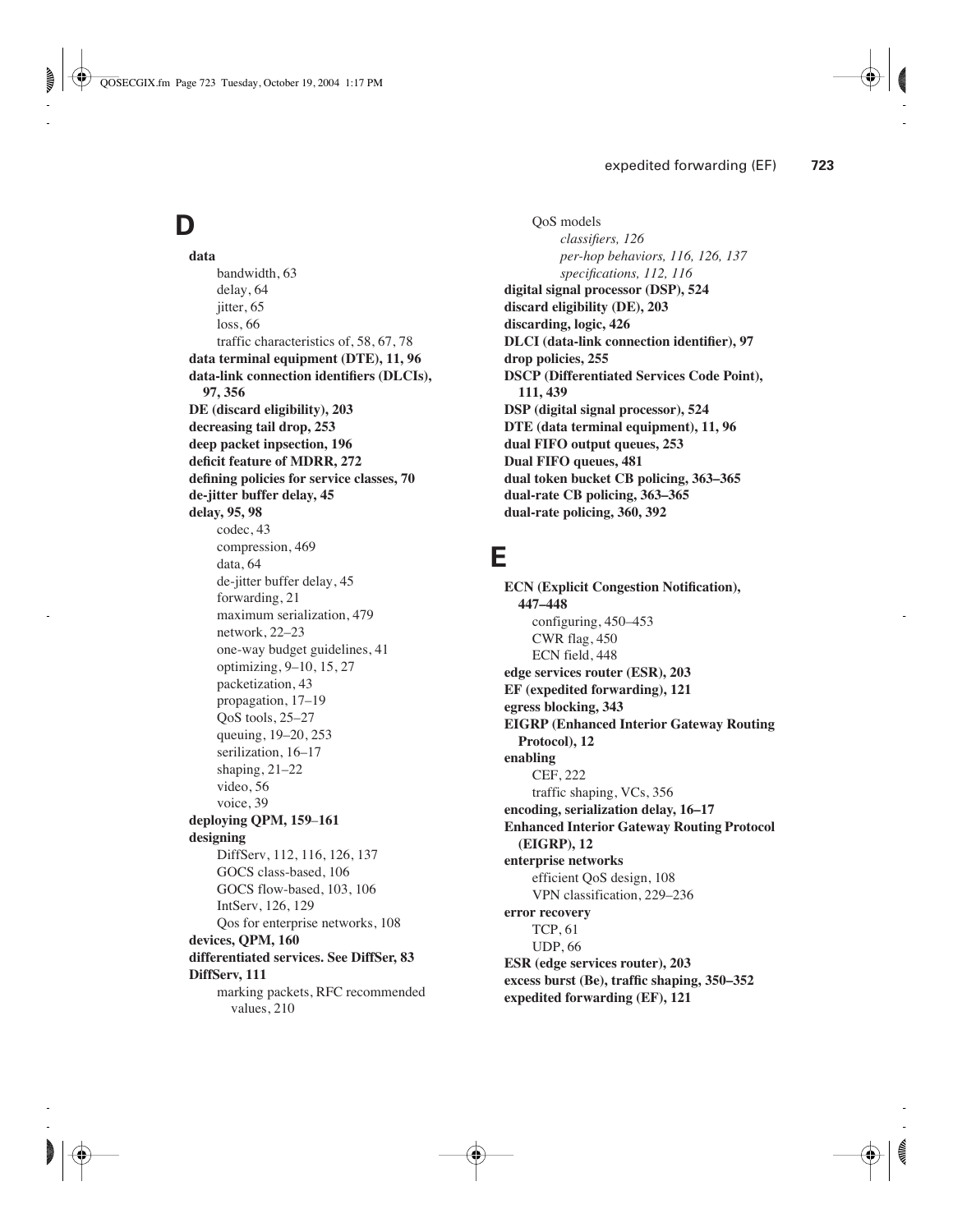# D

**data**
- bandwidth, 63
- delay, 64
- jitter, 65
- loss, 66
- traffic characteristics of, 58, 67, 78

**data terminal equipment (DTE), 11, 96**
**data-link connection identifiers (DLCIs), 97, 356**
**DE (discard eligibility), 203**
**decreasing tail drop, 253**
**deep packet inpsection, 196**
**deficit feature of MDRR, 272**
**defining policies for service classes, 70**
**de-jitter buffer delay, 45**
**delay, 95, 98**
- codec, 43
- compression, 469
- data, 64
- de-jitter buffer delay, 45
- forwarding, 21
- maximum serialization, 479
- network, 22–23
- one-way budget guidelines, 41
- optimizing, 9–10, 15, 27
- packetization, 43
- propagation, 17–19
- QoS tools, 25–27
- queuing, 19–20, 253
- serilization, 16–17
- shaping, 21–22
- video, 56
- voice, 39

**deploying QPM, 159–161**
**designing**
- DiffServ, 112, 116, 126, 137
- GOCS class-based, 106
- GOCS flow-based, 103, 106
- IntServ, 126, 129
- Qos for enterprise networks, 108

**devices, QPM, 160**
**differentiated services. See DiffSer, 83**
**DiffServ, 111**
- marking packets, RFC recommended values, 210
- QoS models
  - *classifiers, 126*
  - *per-hop behaviors, 116, 126, 137*
  - *specifications, 112, 116*

**digital signal processor (DSP), 524**
**discard eligibility (DE), 203**
**discarding, logic, 426**
**DLCI (data-link connection identifier), 97**
**drop policies, 255**
**DSCP (Differentiated Services Code Point), 111, 439**
**DSP (digital signal processor), 524**
**DTE (data terminal equipment), 11, 96**
**dual FIFO output queues, 253**
**Dual FIFO queues, 481**
**dual token bucket CB policing, 363–365**
**dual-rate CB policing, 363–365**
**dual-rate policing, 360, 392**

# E

**ECN (Explicit Congestion Notification), 447–448**
- configuring, 450–453
- CWR flag, 450
- ECN field, 448

**edge services router (ESR), 203**
**EF (expedited forwarding), 121**
**egress blocking, 343**
**EIGRP (Enhanced Interior Gateway Routing Protocol), 12**
**enabling**
- CEF, 222
- traffic shaping, VCs, 356

**encoding, serialization delay, 16–17**
**Enhanced Interior Gateway Routing Protocol (EIGRP), 12**
**enterprise networks**
- efficient QoS design, 108
- VPN classification, 229–236

**error recovery**
- TCP, 61
- UDP, 66

**ESR (edge services router), 203**
**excess burst (Be), traffic shaping, 350–352**
**expedited forwarding (EF), 121**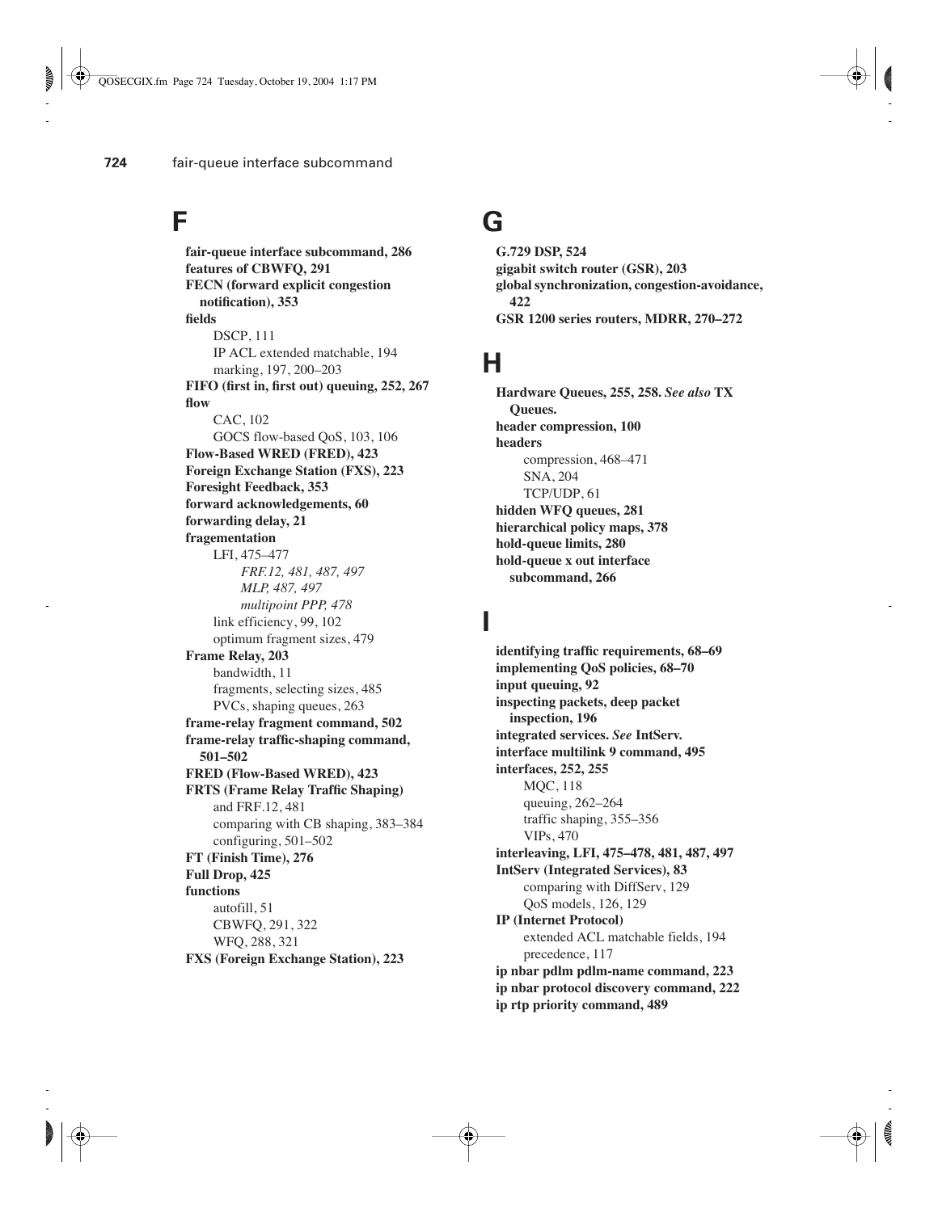## F

**fair-queue interface subcommand, 286**
**features of CBWFQ, 291**
**FECN (forward explicit congestion notification), 353**
**fields**
- DSCP, 111
- IP ACL extended matchable, 194
- marking, 197, 200–203

**FIFO (first in, first out) queuing, 252, 267**
**flow**
- CAC, 102
- GOCS flow-based QoS, 103, 106

**Flow-Based WRED (FRED), 423**
**Foreign Exchange Station (FXS), 223**
**Foresight Feedback, 353**
**forward acknowledgements, 60**
**forwarding delay, 21**
**fragementation**
- LFI, 475–477
  - *FRF.12, 481, 487, 497*
  - *MLP, 487, 497*
  - *multipoint PPP, 478*
- link efficiency, 99, 102
- optimum fragment sizes, 479

**Frame Relay, 203**
- bandwidth, 11
- fragments, selecting sizes, 485
- PVCs, shaping queues, 263

**frame-relay fragment command, 502**
**frame-relay traffic-shaping command, 501–502**
**FRED (Flow-Based WRED), 423**
**FRTS (Frame Relay Traffic Shaping)**
- and FRF.12, 481
- comparing with CB shaping, 383–384
- configuring, 501–502

**FT (Finish Time), 276**
**Full Drop, 425**
**functions**
- autofill, 51
- CBWFQ, 291, 322
- WFQ, 288, 321

**FXS (Foreign Exchange Station), 223**

## G

**G.729 DSP, 524**
**gigabit switch router (GSR), 203**
**global synchronization, congestion-avoidance, 422**
**GSR 1200 series routers, MDRR, 270–272**

## H

**Hardware Queues, 255, 258.** ***See also*** **TX Queues.**
**header compression, 100**
**headers**
- compression, 468–471
- SNA, 204
- TCP/UDP, 61

**hidden WFQ queues, 281**
**hierarchical policy maps, 378**
**hold-queue limits, 280**
**hold-queue x out interface subcommand, 266**

## I

**identifying traffic requirements, 68–69**
**implementing QoS policies, 68–70**
**input queuing, 92**
**inspecting packets, deep packet inspection, 196**
**integrated services.** ***See*** **IntServ.**
**interface multilink 9 command, 495**
**interfaces, 252, 255**
- MQC, 118
- queuing, 262–264
- traffic shaping, 355–356
- VIPs, 470

**interleaving, LFI, 475–478, 481, 487, 497**
**IntServ (Integrated Services), 83**
- comparing with DiffServ, 129
- QoS models, 126, 129

**IP (Internet Protocol)**
- extended ACL matchable fields, 194
- precedence, 117

**ip nbar pdlm pdlm-name command, 223**
**ip nbar protocol discovery command, 222**
**ip rtp priority command, 489**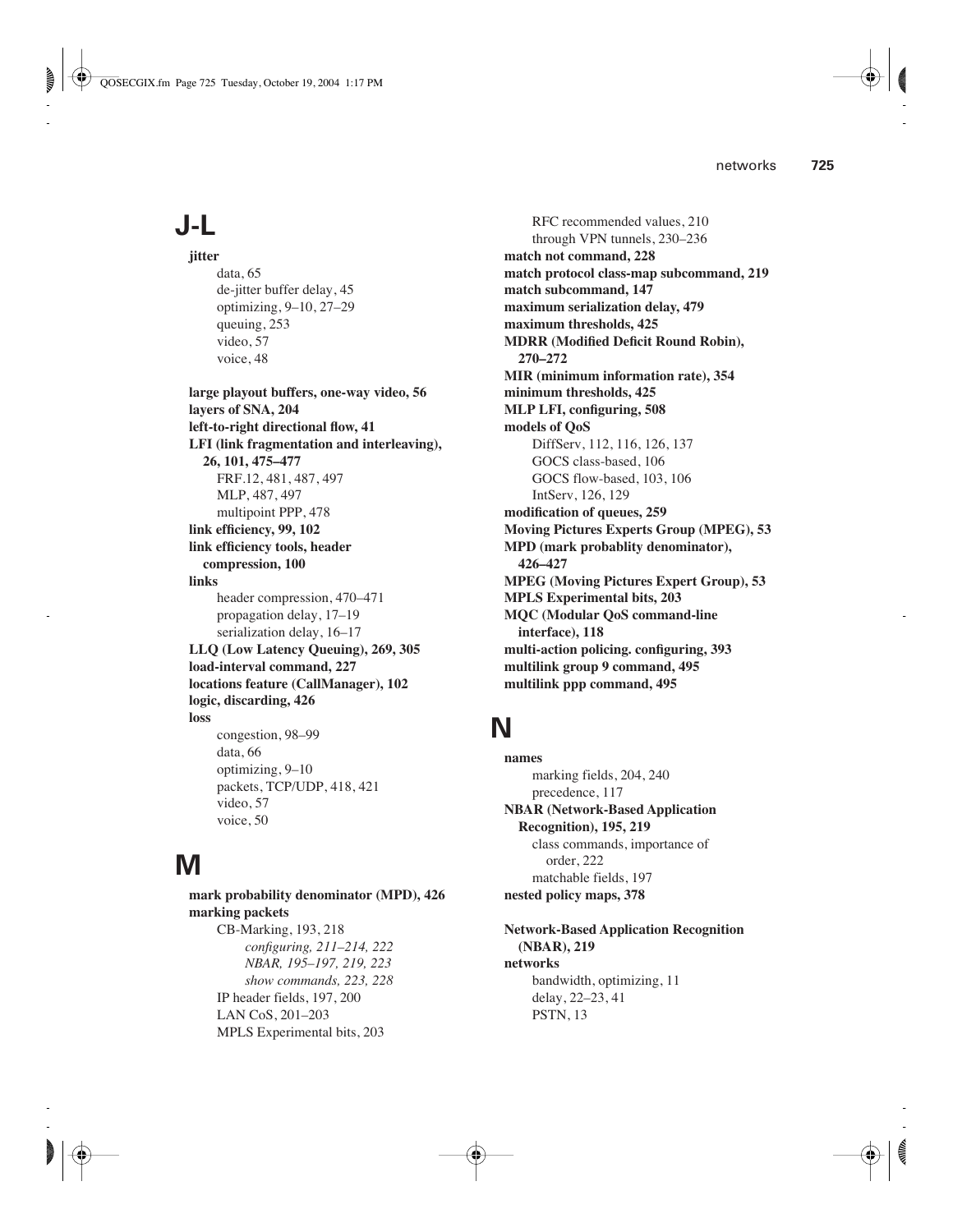## J-L

**jitter**

- data, 65
- de-jitter buffer delay, 45
- optimizing, 9–10, 27–29
- queuing, 253
- video, 57
- voice, 48

**large playout buffers, one-way video, 56**
**layers of SNA, 204**
**left-to-right directional flow, 41**
**LFI (link fragmentation and interleaving), 26, 101, 475–477**

- FRF.12, 481, 487, 497
- MLP, 487, 497
- multipoint PPP, 478

**link efficiency, 99, 102**
**link efficiency tools, header compression, 100**
**links**

- header compression, 470–471
- propagation delay, 17–19
- serialization delay, 16–17

**LLQ (Low Latency Queuing), 269, 305**
**load-interval command, 227**
**locations feature (CallManager), 102**
**logic, discarding, 426**
**loss**

- congestion, 98–99
- data, 66
- optimizing, 9–10
- packets, TCP/UDP, 418, 421
- video, 57
- voice, 50

## M

**mark probability denominator (MPD), 426**
**marking packets**

- CB-Marking, 193, 218
  - *configuring, 211–214, 222*
  - *NBAR, 195–197, 219, 223*
  - *show commands, 223, 228*
- IP header fields, 197, 200
- LAN CoS, 201–203
- MPLS Experimental bits, 203
- RFC recommended values, 210
- through VPN tunnels, 230–236

**match not command, 228**
**match protocol class-map subcommand, 219**
**match subcommand, 147**
**maximum serialization delay, 479**
**maximum thresholds, 425**
**MDRR (Modified Deficit Round Robin), 270–272**
**MIR (minimum information rate), 354**
**minimum thresholds, 425**
**MLP LFI, configuring, 508**
**models of QoS**

- DiffServ, 112, 116, 126, 137
- GOCS class-based, 106
- GOCS flow-based, 103, 106
- IntServ, 126, 129

**modification of queues, 259**
**Moving Pictures Experts Group (MPEG), 53**
**MPD (mark probablity denominator), 426–427**
**MPEG (Moving Pictures Expert Group), 53**
**MPLS Experimental bits, 203**
**MQC (Modular QoS command-line interface), 118**
**multi-action policing. configuring, 393**
**multilink group 9 command, 495**
**multilink ppp command, 495**

## N

**names**

- marking fields, 204, 240
- precedence, 117

**NBAR (Network-Based Application Recognition), 195, 219**

- class commands, importance of order, 222
- matchable fields, 197

**nested policy maps, 378**

**Network-Based Application Recognition (NBAR), 219**
**networks**

- bandwidth, optimizing, 11
- delay, 22–23, 41
- PSTN, 13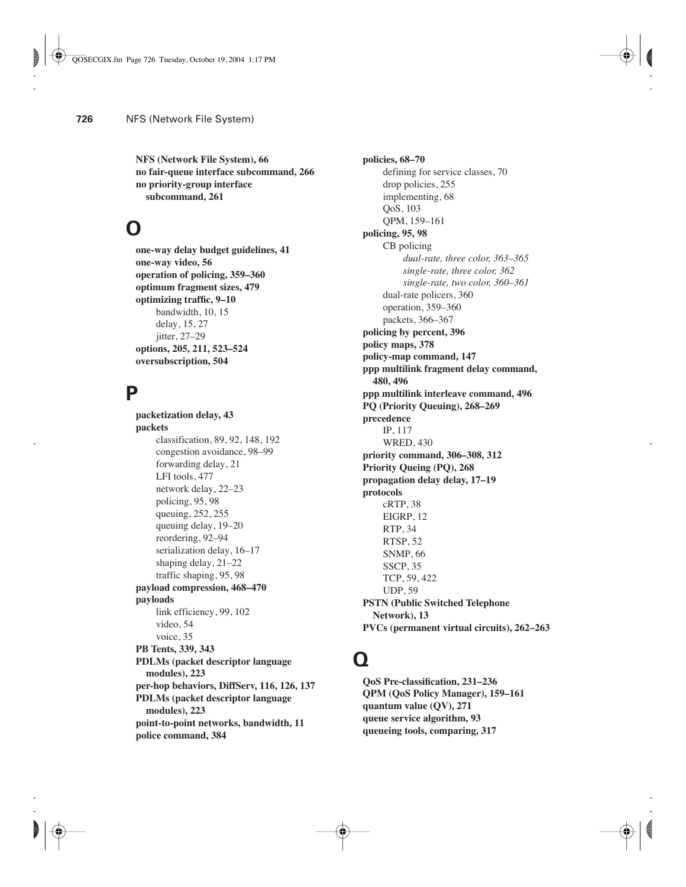**NFS (Network File System), 66**
**no fair-queue interface subcommand, 266**
**no priority-group interface subcommand, 261**

## O

**one-way delay budget guidelines, 41**
**one-way video, 56**
**operation of policing, 359–360**
**optimum fragment sizes, 479**
**optimizing traffic, 9–10**
- bandwidth, 10, 15
- delay, 15, 27
- jitter, 27–29

**options, 205, 211, 523–524**
**oversubscription, 504**

## P

**packetization delay, 43**
**packets**
- classification, 89, 92, 148, 192
- congestion avoidance, 98–99
- forwarding delay, 21
- LFI tools, 477
- network delay, 22–23
- policing, 95, 98
- queuing, 252, 255
- queuing delay, 19–20
- reordering, 92–94
- serialization delay, 16–17
- shaping delay, 21–22
- traffic shaping, 95, 98

**payload compression, 468–470**
**payloads**
- link efficiency, 99, 102
- video, 54
- voice, 35

**PB Tents, 339, 343**
**PDLMs (packet descriptor language modules), 223**
**per-hop behaviors, DiffServ, 116, 126, 137**
**PDLMs (packet descriptor language modules), 223**
**point-to-point networks, bandwidth, 11**
**police command, 384**
**policies, 68–70**
- defining for service classes, 70
- drop policies, 255
- implementing, 68
- QoS, 103
- QPM, 159–161

**policing, 95, 98**
- CB policing
  - *dual-rate, three color, 363–365*
  - *single-rate, three color, 362*
  - *single-rate, two color, 360–361*
- dual-rate policers, 360
- operation, 359–360
- packets, 366–367

**policing by percent, 396**
**policy maps, 378**
**policy-map command, 147**
**ppp multilink fragment delay command, 480, 496**
**ppp multilink interleave command, 496**
**PQ (Priority Queuing), 268–269**
**precedence**
- IP, 117
- WRED, 430

**priority command, 306–308, 312**
**Priority Queing (PQ), 268**
**propagation delay delay, 17–19**
**protocols**
- cRTP, 38
- EIGRP, 12
- RTP, 34
- RTSP, 52
- SNMP, 66
- SSCP, 35
- TCP, 59, 422
- UDP, 59

**PSTN (Public Switched Telephone Network), 13**
**PVCs (permanent virtual circuits), 262–263**

## Q

**QoS Pre-classification, 231–236**
**QPM (QoS Policy Manager), 159–161**
**quantum value (QV), 271**
**queue service algorithm, 93**
**queueing tools, comparing, 317**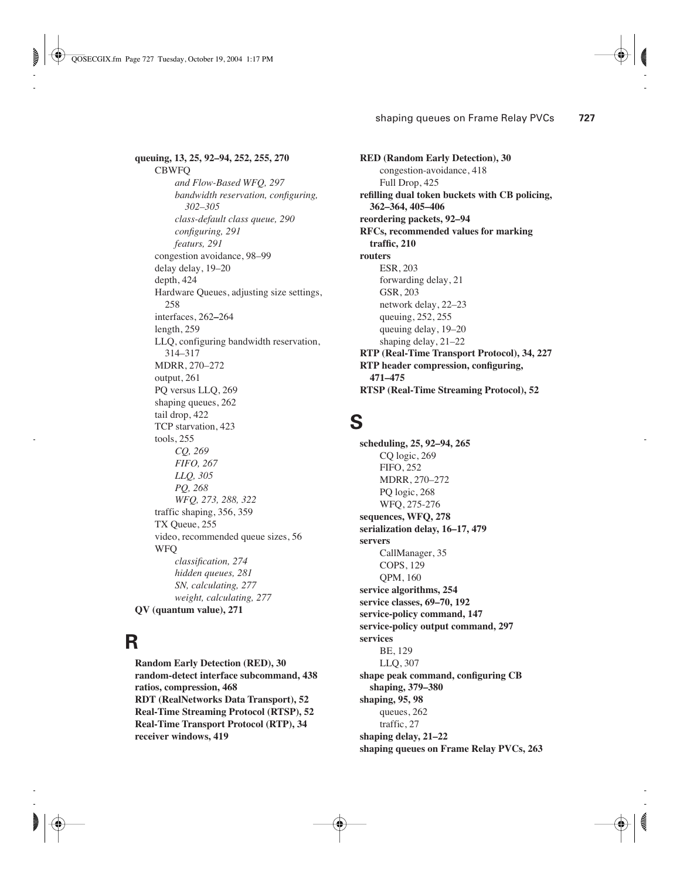**queuing, 13, 25, 92–94, 252, 255, 270**
- CBWFQ
  - *and Flow-Based WFQ, 297*
  - *bandwidth reservation, configuring, 302–305*
  - *class-default class queue, 290*
  - *configuring, 291*
  - *featurs, 291*
- congestion avoidance, 98–99
- delay delay, 19–20
- depth, 424
- Hardware Queues, adjusting size settings, 258
- interfaces, 262–264
- length, 259
- LLQ, configuring bandwidth reservation, 314–317
- MDRR, 270–272
- output, 261
- PQ versus LLQ, 269
- shaping queues, 262
- tail drop, 422
- TCP starvation, 423
- tools, 255
  - *CQ, 269*
  - *FIFO, 267*
  - *LLQ, 305*
  - *PQ, 268*
  - *WFQ, 273, 288, 322*
- traffic shaping, 356, 359
- TX Queue, 255
- video, recommended queue sizes, 56
- WFQ
  - *classification, 274*
  - *hidden queues, 281*
  - *SN, calculating, 277*
  - *weight, calculating, 277*

**QV (quantum value), 271**

# R

**Random Early Detection (RED), 30**

**random-detect interface subcommand, 438**

**ratios, compression, 468**

**RDT (RealNetworks Data Transport), 52**

**Real-Time Streaming Protocol (RTSP), 52**

**Real-Time Transport Protocol (RTP), 34**

**receiver windows, 419**

**RED (Random Early Detection), 30**
- congestion-avoidance, 418
- Full Drop, 425

**refilling dual token buckets with CB policing, 362–364, 405–406**

**reordering packets, 92–94**

**RFCs, recommended values for marking traffic, 210**

**routers**
- ESR, 203
- forwarding delay, 21
- GSR, 203
- network delay, 22–23
- queuing, 252, 255
- queuing delay, 19–20
- shaping delay, 21–22

**RTP (Real-Time Transport Protocol), 34, 227**

**RTP header compression, configuring, 471–475**

**RTSP (Real-Time Streaming Protocol), 52**

# S

**scheduling, 25, 92–94, 265**
- CQ logic, 269
- FIFO, 252
- MDRR, 270–272
- PQ logic, 268
- WFQ, 275-276

**sequences, WFQ, 278**

**serialization delay, 16–17, 479**

**servers**
- CallManager, 35
- COPS, 129
- QPM, 160

**service algorithms, 254**

**service classes, 69–70, 192**

**service-policy command, 147**

**service-policy output command, 297**

**services**
- BE, 129
- LLQ, 307

**shape peak command, configuring CB shaping, 379–380**

**shaping, 95, 98**
- queues, 262
- traffic, 27

**shaping delay, 21–22**

**shaping queues on Frame Relay PVCs, 263**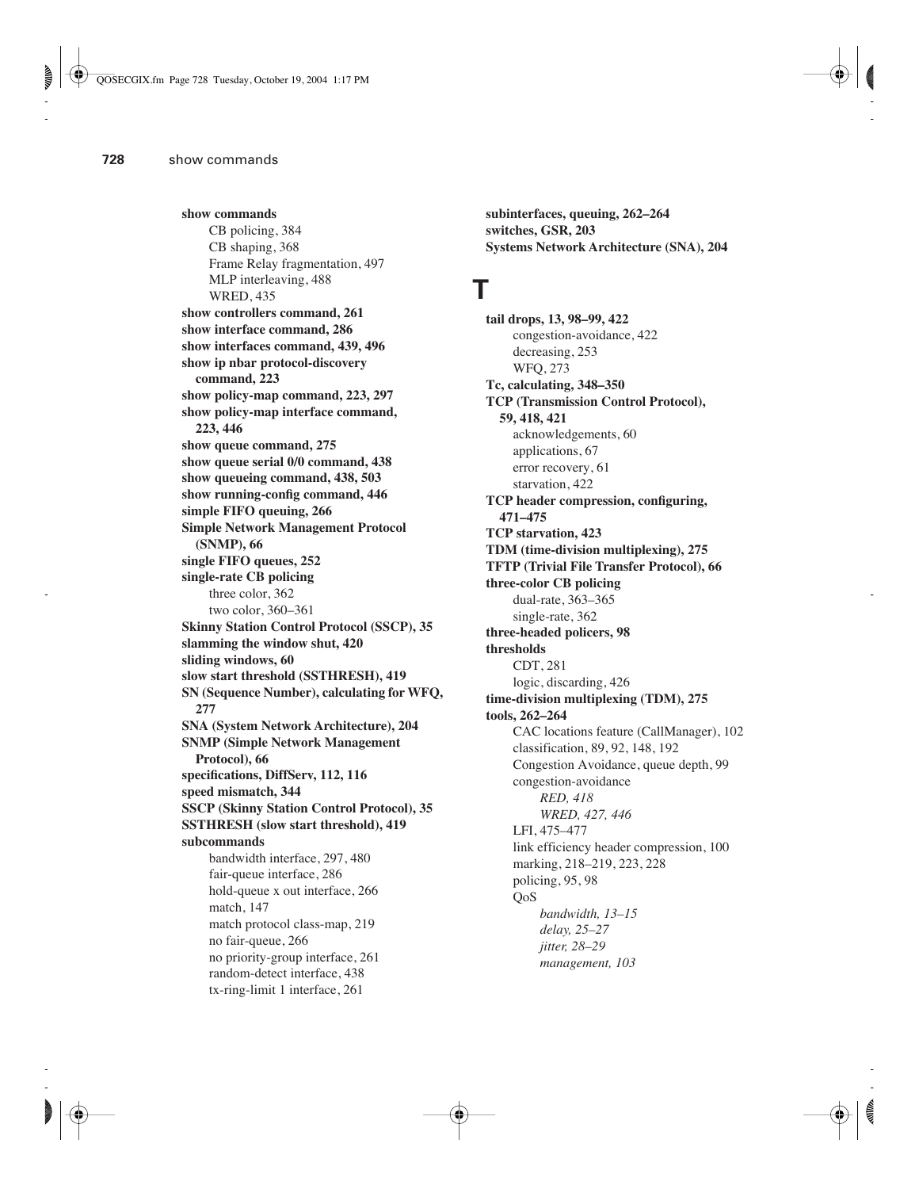**show commands**
- CB policing, 384
- CB shaping, 368
- Frame Relay fragmentation, 497
- MLP interleaving, 488
- WRED, 435

**show controllers command, 261**
**show interface command, 286**
**show interfaces command, 439, 496**
**show ip nbar protocol-discovery command, 223**
**show policy-map command, 223, 297**
**show policy-map interface command, 223, 446**
**show queue command, 275**
**show queue serial 0/0 command, 438**
**show queueing command, 438, 503**
**show running-config command, 446**
**simple FIFO queuing, 266**
**Simple Network Management Protocol (SNMP), 66**
**single FIFO queues, 252**
**single-rate CB policing**
- three color, 362
- two color, 360–361

**Skinny Station Control Protocol (SSCP), 35**
**slamming the window shut, 420**
**sliding windows, 60**
**slow start threshold (SSTHRESH), 419**
**SN (Sequence Number), calculating for WFQ, 277**
**SNA (System Network Architecture), 204**
**SNMP (Simple Network Management Protocol), 66**
**specifications, DiffServ, 112, 116**
**speed mismatch, 344**
**SSCP (Skinny Station Control Protocol), 35**
**SSTHRESH (slow start threshold), 419**
**subcommands**
- bandwidth interface, 297, 480
- fair-queue interface, 286
- hold-queue x out interface, 266
- match, 147
- match protocol class-map, 219
- no fair-queue, 266
- no priority-group interface, 261
- random-detect interface, 438
- tx-ring-limit 1 interface, 261

**subinterfaces, queuing, 262–264**
**switches, GSR, 203**
**Systems Network Architecture (SNA), 204**

# T

**tail drops, 13, 98–99, 422**
- congestion-avoidance, 422
- decreasing, 253
- WFQ, 273

**Tc, calculating, 348–350**
**TCP (Transmission Control Protocol), 59, 418, 421**
- acknowledgements, 60
- applications, 67
- error recovery, 61
- starvation, 422

**TCP header compression, configuring, 471–475**
**TCP starvation, 423**
**TDM (time-division multiplexing), 275**
**TFTP (Trivial File Transfer Protocol), 66**
**three-color CB policing**
- dual-rate, 363–365
- single-rate, 362

**three-headed policers, 98**
**thresholds**
- CDT, 281
- logic, discarding, 426

**time-division multiplexing (TDM), 275**
**tools, 262–264**
- CAC locations feature (CallManager), 102
- classification, 89, 92, 148, 192
- Congestion Avoidance, queue depth, 99
- congestion-avoidance
  - *RED, 418*
  - *WRED, 427, 446*
- LFI, 475–477
- link efficiency header compression, 100
- marking, 218–219, 223, 228
- policing, 95, 98
- QoS
  - *bandwidth, 13–15*
  - *delay, 25–27*
  - *jitter, 28–29*
  - *management, 103*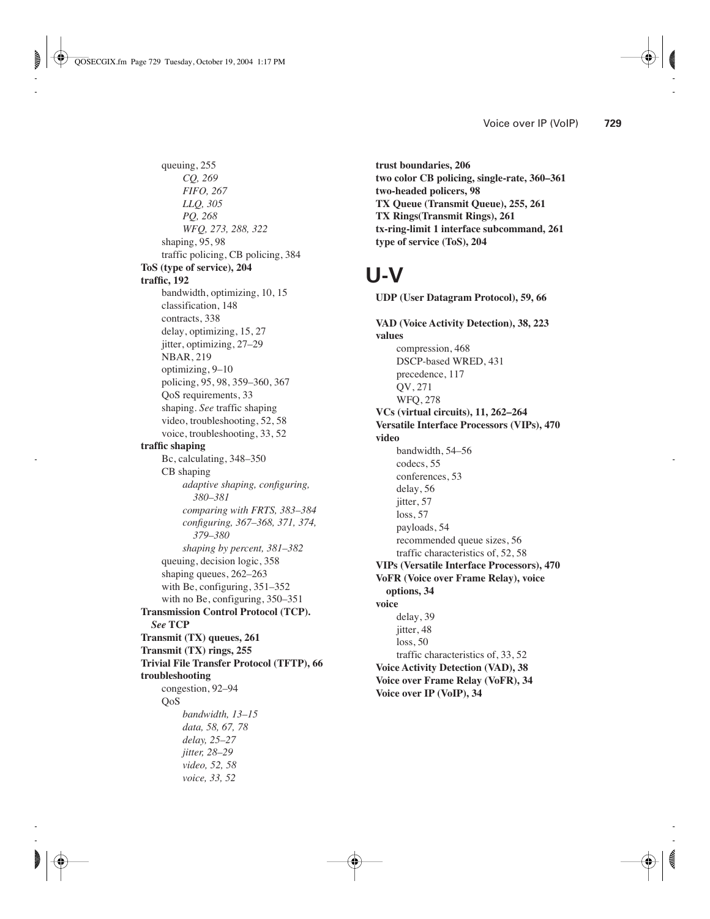queuing, 255
  - *CQ, 269*
  - *FIFO, 267*
  - *LLQ, 305*
  - *PQ, 268*
  - *WFQ, 273, 288, 322*

shaping, 95, 98
traffic policing, CB policing, 384

**ToS (type of service), 204**

**traffic, 192**
- bandwidth, optimizing, 10, 15
- classification, 148
- contracts, 338
- delay, optimizing, 15, 27
- jitter, optimizing, 27–29
- NBAR, 219
- optimizing, 9–10
- policing, 95, 98, 359–360, 367
- QoS requirements, 33
- shaping. *See* traffic shaping
- video, troubleshooting, 52, 58
- voice, troubleshooting, 33, 52

**traffic shaping**
- Bc, calculating, 348–350
- CB shaping
  - *adaptive shaping, configuring, 380–381*
  - *comparing with FRTS, 383–384*
  - *configuring, 367–368, 371, 374, 379–380*
  - *shaping by percent, 381–382*
- queuing, decision logic, 358
- shaping queues, 262–263
- with Be, configuring, 351–352
- with no Be, configuring, 350–351

**Transmission Control Protocol (TCP).** ***See* TCP**

**Transmit (TX) queues, 261**

**Transmit (TX) rings, 255**

**Trivial File Transfer Protocol (TFTP), 66**

**troubleshooting**
- congestion, 92–94
- QoS
  - *bandwidth, 13–15*
  - *data, 58, 67, 78*
  - *delay, 25–27*
  - *jitter, 28–29*
  - *video, 52, 58*
  - *voice, 33, 52*

**trust boundaries, 206**

**two color CB policing, single-rate, 360–361**

**two-headed policers, 98**

**TX Queue (Transmit Queue), 255, 261**

**TX Rings(Transmit Rings), 261**

**tx-ring-limit 1 interface subcommand, 261**

**type of service (ToS), 204**

# U-V

**UDP (User Datagram Protocol), 59, 66**

**VAD (Voice Activity Detection), 38, 223**

**values**
- compression, 468
- DSCP-based WRED, 431
- precedence, 117
- QV, 271
- WFQ, 278

**VCs (virtual circuits), 11, 262–264**

**Versatile Interface Processors (VIPs), 470**

**video**
- bandwidth, 54–56
- codecs, 55
- conferences, 53
- delay, 56
- jitter, 57
- loss, 57
- payloads, 54
- recommended queue sizes, 56
- traffic characteristics of, 52, 58

**VIPs (Versatile Interface Processors), 470**

**VoFR (Voice over Frame Relay), voice options, 34**

**voice**
- delay, 39
- jitter, 48
- loss, 50
- traffic characteristics of, 33, 52

**Voice Activity Detection (VAD), 38**

**Voice over Frame Relay (VoFR), 34**

**Voice over IP (VoIP), 34**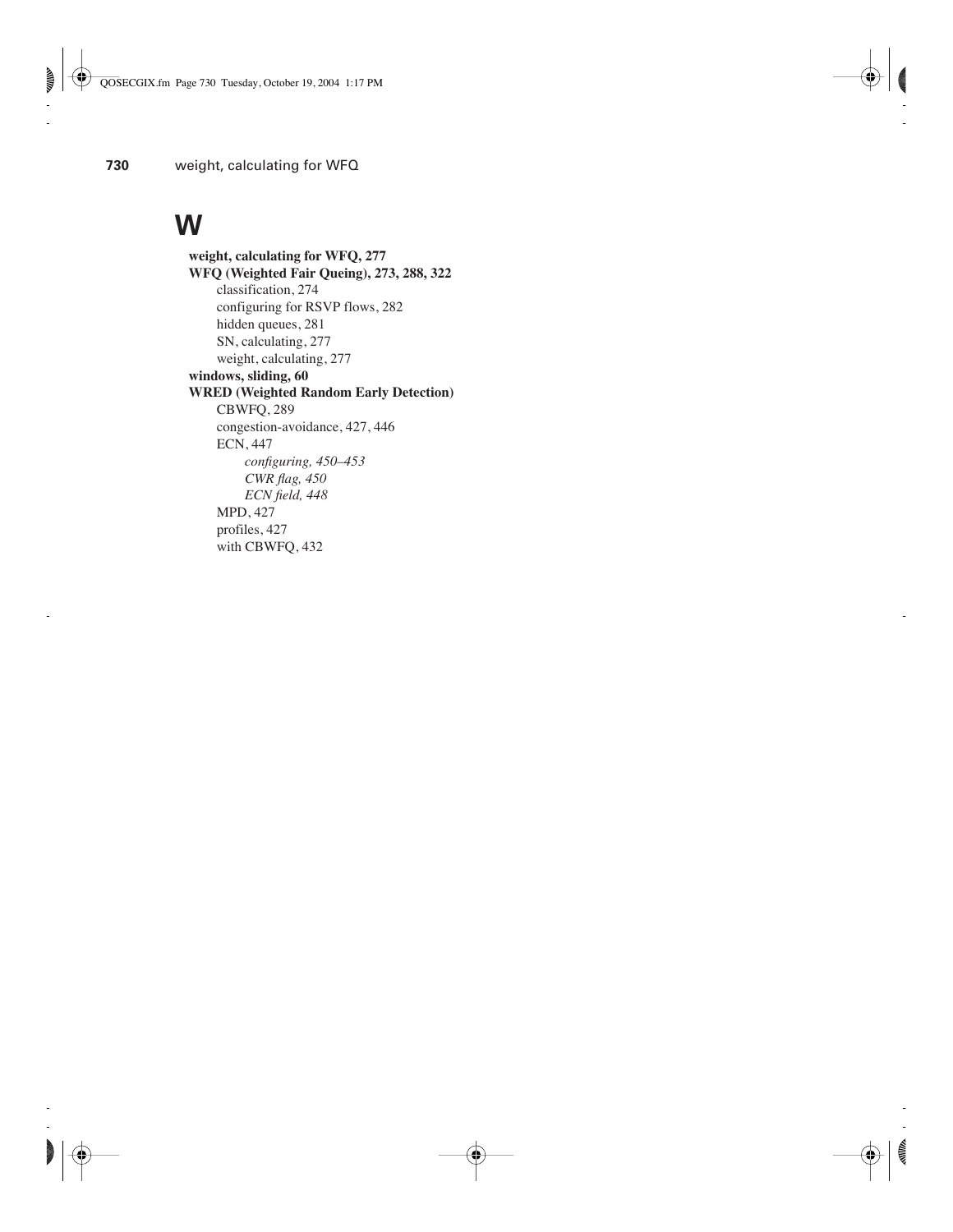# W

**weight, calculating for WFQ, 277**
**WFQ (Weighted Fair Queing), 273, 288, 322**
- classification, 274
- configuring for RSVP flows, 282
- hidden queues, 281
- SN, calculating, 277
- weight, calculating, 277

**windows, sliding, 60**
**WRED (Weighted Random Early Detection)**
- CBWFQ, 289
- congestion-avoidance, 427, 446
- ECN, 447
  - *configuring, 450–453*
  - *CWR flag, 450*
  - *ECN field, 448*
- MPD, 427
- profiles, 427
- with CBWFQ, 432